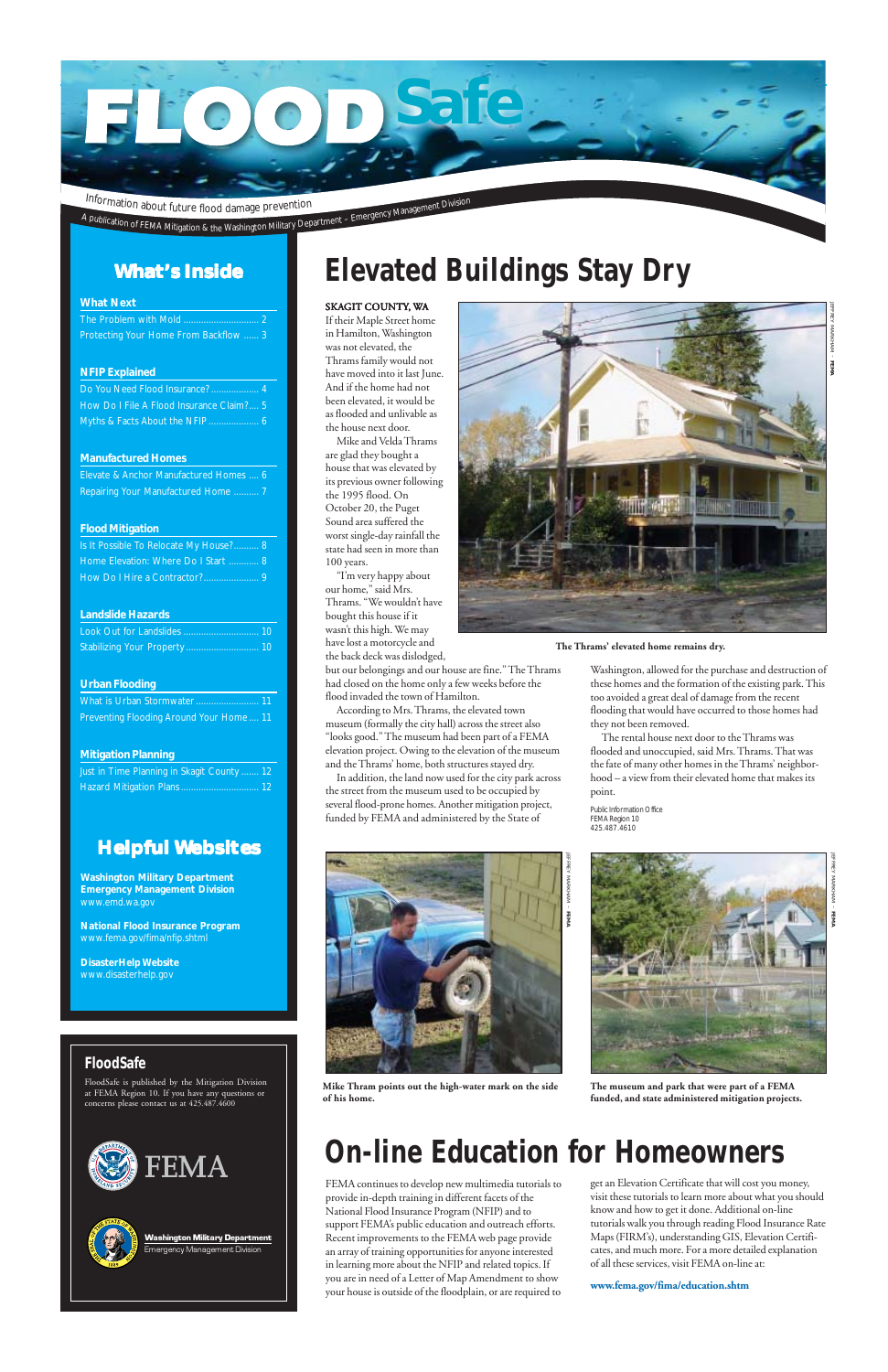# FLOOD Safe

Information about future flood damage prevention

A publication of FEMA Mitigation & the Washington Military Department – Emergency Management Division

## What's Inside

**What Next**

- The Problem with Mold ............................ 2
- Protecting Your Home From Backflow ...... 3

**NFIP Explained**

- Do You Need Flood Insurance? .................. 4
- How Do I File A Flood Insurance Claim?.... 5
- Myths & Facts About the NFIP .................. 6

**Manufactured Homes**

- Elevate & Anchor Manufactured Homes .... 6
- Repairing Your Manufactured Home .......... 7

**Flood Mitigation**

- Is It Possible To Relocate My House?.......... 8
- Home Elevation: Where Do I Start ............ 8
- How Do I Hire a Contractor?..................... 9

**Landslide Hazards**

- Look Out for Landslides ............................. 10
- Stabilizing Your Property ............................ 10

**Urban Flooding**

- What is Urban Stormwater ........................ 11
- Preventing Flooding Around Your Home .... 11

**Mitigation Planning**

- Just in Time Planning in Skagit County ....... 12
- Hazard Mitigation Plans .............................. 12

## Helpful Websites

**Washington Military Department Emergency Management Division**
www.emd.wa.gov

**National Flood Insurance Program**
www.fema.gov/fima/nfip.shtml

**DisasterHelp Website**
www.disasterhelp.gov

## FloodSafe

FloodSafe is published by the Mitigation Division at FEMA Region 10. If you have any questions or concerns please contact us at 425.487.4600

FEMA

Washington Military Department
Emergency Management Division

# Elevated Buildings Stay Dry

**SKAGIT COUNTY, WA**

If their Maple Street home in Hamilton, Washington was not elevated, the Thrams family would not have moved into it last June. And if the home had not been elevated, it would be as flooded and unlivable as the house next door.

Mike and Velda Thrams are glad they bought a house that was elevated by its previous owner following the 1995 flood. On October 20, the Puget Sound area suffered the worst single-day rainfall the state had seen in more than 100 years.

"I'm very happy about our home," said Mrs. Thrams. "We wouldn't have bought this house if it wasn't this high. We may have lost a motorcycle and the back deck was dislodged, but our belongings and our house are fine." The Thrams had closed on the home only a few weeks before the flood invaded the town of Hamilton.

According to Mrs. Thrams, the elevated town museum (formally the city hall) across the street also "looks good." The museum had been part of a FEMA elevation project. Owing to the elevation of the museum and the Thrams' home, both structures stayed dry.

In addition, the land now used for the city park across the street from the museum used to be occupied by several flood-prone homes. Another mitigation project, funded by FEMA and administered by the State of Washington, allowed for the purchase and destruction of these homes and the formation of the existing park. This too avoided a great deal of damage from the recent flooding that would have occurred to those homes had they not been removed.

The rental house next door to the Thrams was flooded and unoccupied, said Mrs. Thrams. That was the fate of many other homes in the Thrams' neighborhood – a view from their elevated home that makes its point.

Public Information Office
FEMA Region 10
425.487.4610

**The Thrams' elevated home remains dry.**

**Mike Thram points out the high-water mark on the side of his home.**

**The museum and park that were part of a FEMA funded, and state administered mitigation projects.**

# On-line Education for Homeowners

FEMA continues to develop new multimedia tutorials to provide in-depth training in different facets of the National Flood Insurance Program (NFIP) and to support FEMA's public education and outreach efforts. Recent improvements to the FEMA web page provide an array of training opportunities for anyone interested in learning more about the NFIP and related topics. If you are in need of a Letter of Map Amendment to show your house is outside of the floodplain, or are required to get an Elevation Certificate that will cost you money, visit these tutorials to learn more about what you should know and how to get it done. Additional on-line tutorials walk you through reading Flood Insurance Rate Maps (FIRM's), understanding GIS, Elevation Certificates, and much more. For a more detailed explanation of all these services, visit FEMA on-line at:

**www.fema.gov/fima/education.shtm**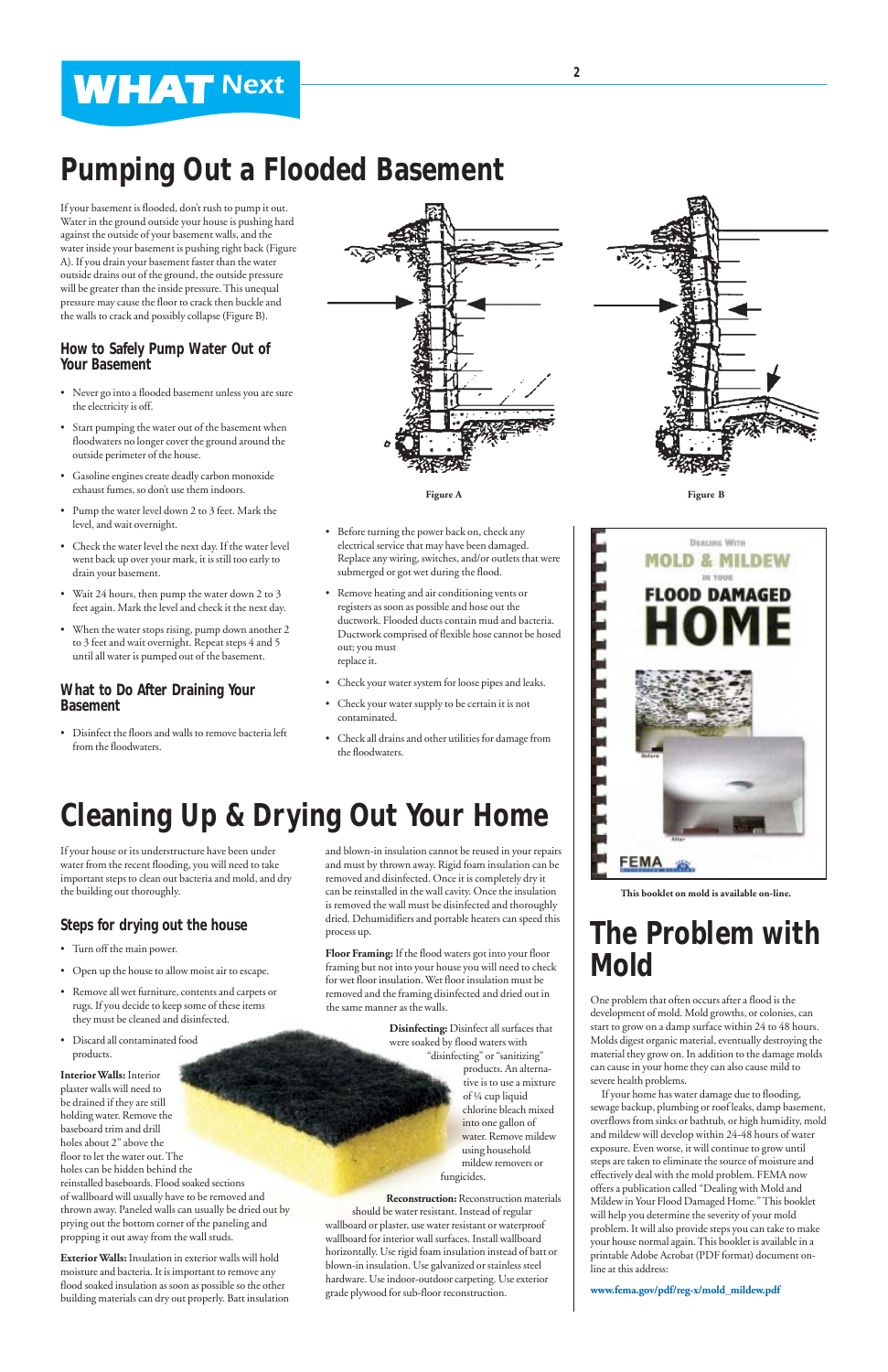# WHAT Next

## Pumping Out a Flooded Basement

If your basement is flooded, don't rush to pump it out. Water in the ground outside your house is pushing hard against the outside of your basement walls, and the water inside your basement is pushing right back (Figure A). If you drain your basement faster than the water outside drains out of the ground, the outside pressure will be greater than the inside pressure. This unequal pressure may cause the floor to crack then buckle and the walls to crack and possibly collapse (Figure B).

### How to Safely Pump Water Out of Your Basement

- Never go into a flooded basement unless you are sure the electricity is off.
- Start pumping the water out of the basement when floodwaters no longer cover the ground around the outside perimeter of the house.
- Gasoline engines create deadly carbon monoxide exhaust fumes, so don't use them indoors.
- Pump the water level down 2 to 3 feet. Mark the level, and wait overnight.
- Check the water level the next day. If the water level went back up over your mark, it is still too early to drain your basement.
- Wait 24 hours, then pump the water down 2 to 3 feet again. Mark the level and check it the next day.
- When the water stops rising, pump down another 2 to 3 feet and wait overnight. Repeat steps 4 and 5 until all water is pumped out of the basement.

### What to Do After Draining Your Basement

- Disinfect the floors and walls to remove bacteria left from the floodwaters.
- Before turning the power back on, check any electrical service that may have been damaged. Replace any wiring, switches, and/or outlets that were submerged or got wet during the flood.
- Remove heating and air conditioning vents or registers as soon as possible and hose out the ductwork. Flooded ducts contain mud and bacteria. Ductwork comprised of flexible hose cannot be hosed out; you must replace it.
- Check your water system for loose pipes and leaks.
- Check your water supply to be certain it is not contaminated.
- Check all drains and other utilities for damage from the floodwaters.

Figure A

Figure B

## Cleaning Up & Drying Out Your Home

If your house or its understructure have been under water from the recent flooding, you will need to take important steps to clean out bacteria and mold, and dry the building out thoroughly.

### Steps for drying out the house

- Turn off the main power.
- Open up the house to allow moist air to escape.
- Remove all wet furniture, contents and carpets or rugs. If you decide to keep some of these items they must be cleaned and disinfected.
- Discard all contaminated food products.

**Interior Walls:** Interior plaster walls will need to be drained if they are still holding water. Remove the baseboard trim and drill holes about 2" above the floor to let the water out. The holes can be hidden behind the reinstalled baseboards. Flood soaked sections of wallboard will usually have to be removed and thrown away. Paneled walls can usually be dried out by prying out the bottom corner of the paneling and propping it out away from the wall studs.

**Exterior Walls:** Insulation in exterior walls will hold moisture and bacteria. It is important to remove any flood soaked insulation as soon as possible so the other building materials can dry out properly. Batt insulation and blown-in insulation cannot be reused in your repairs and must by thrown away. Rigid foam insulation can be removed and disinfected. Once it is completely dry it can be reinstalled in the wall cavity. Once the insulation is removed the wall must be disinfected and thoroughly dried. Dehumidifiers and portable heaters can speed this process up.

**Floor Framing:** If the flood waters got into your floor framing but not into your house you will need to check for wet floor insulation. Wet floor insulation must be removed and the framing disinfected and dried out in the same manner as the walls.

**Disinfecting:** Disinfect all surfaces that were soaked by flood waters with "disinfecting" or "sanitizing" products. An alternative is to use a mixture of ¼ cup liquid chlorine bleach mixed into one gallon of water. Remove mildew using household mildew removers or fungicides.

**Reconstruction:** Reconstruction materials should be water resistant. Instead of regular wallboard or plaster, use water resistant or waterproof wallboard for interior wall surfaces. Install wallboard horizontally. Use rigid foam insulation instead of batt or blown-in insulation. Use galvanized or stainless steel hardware. Use indoor-outdoor carpeting. Use exterior grade plywood for sub-floor reconstruction.

This booklet on mold is available on-line.

## The Problem with Mold

One problem that often occurs after a flood is the development of mold. Mold growths, or colonies, can start to grow on a damp surface within 24 to 48 hours. Molds digest organic material, eventually destroying the material they grow on. In addition to the damage molds can cause in your home they can also cause mild to severe health problems.

If your home has water damage due to flooding, sewage backup, plumbing or roof leaks, damp basement, overflows from sinks or bathtub, or high humidity, mold and mildew will develop within 24-48 hours of water exposure. Even worse, it will continue to grow until steps are taken to eliminate the source of moisture and effectively deal with the mold problem. FEMA now offers a publication called "Dealing with Mold and Mildew in Your Flood Damaged Home." This booklet will help you determine the severity of your mold problem. It will also provide steps you can take to make your house normal again. This booklet is available in a printable Adobe Acrobat (PDF format) document on-line at this address:

**www.fema.gov/pdf/reg-x/mold_mildew.pdf**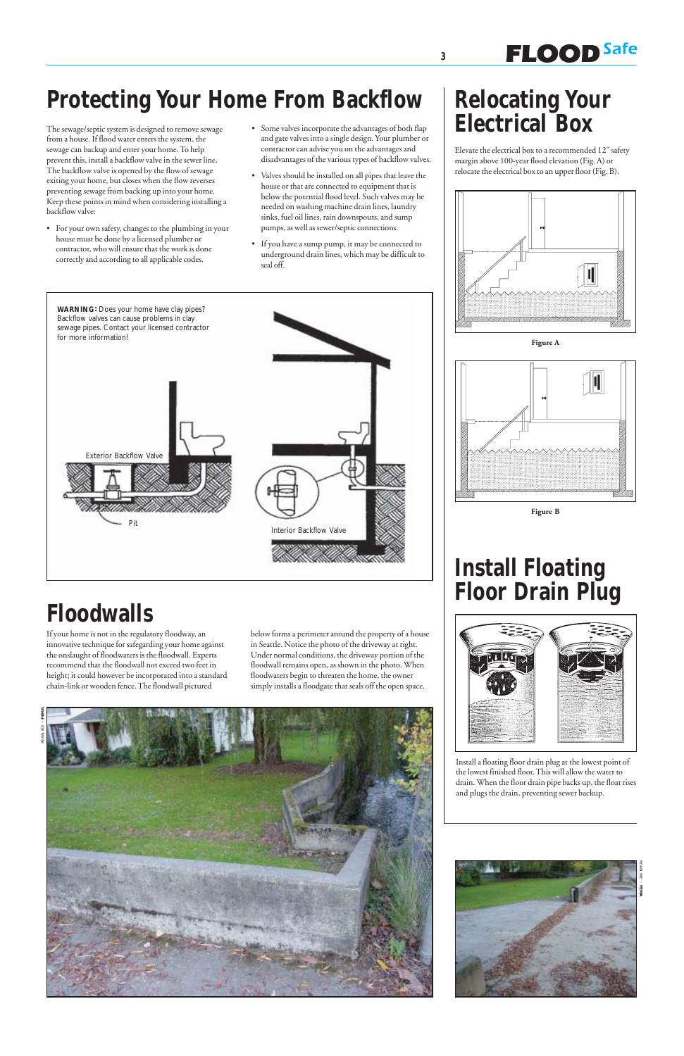# Protecting Your Home From Backflow

The sewage/septic system is designed to remove sewage from a house. If flood water enters the system, the sewage can backup and enter your home. To help prevent this, install a backflow valve in the sewer line. The backflow valve is opened by the flow of sewage exiting your home, but closes when the flow reverses preventing sewage from backing up into your home. Keep these points in mind when considering installing a backflow valve:

- For your own safety, changes to the plumbing in your house must be done by a licensed plumber or contractor, who will ensure that the work is done correctly and according to all applicable codes.
- Some valves incorporate the advantages of both flap and gate valves into a single design. Your plumber or contractor can advise you on the advantages and disadvantages of the various types of backflow valves.
- Valves should be installed on all pipes that leave the house or that are connected to equipment that is below the potential flood level. Such valves may be needed on washing machine drain lines, laundry sinks, fuel oil lines, rain downspouts, and sump pumps, as well as sewer/septic connections.
- If you have a sump pump, it may be connected to underground drain lines, which may be difficult to seal off.

**WARNING:** Does your home have clay pipes? Backflow valves can cause problems in clay sewage pipes. Contact your licensed contractor for more information!

Exterior Backflow Valve

Pit

Interior Backflow Valve

# Floodwalls

If your home is not in the regulatory floodway, an innovative technique for safeguarding your home against the onslaught of floodwaters is the floodwall. Experts recommend that the floodwall not exceed two feet in height; it could however be incorporated into a standard chain-link or wooden fence. The floodwall pictured below forms a perimeter around the property of a house in Seattle. Notice the photo of the driveway at right. Under normal conditions, the driveway portion of the floodwall remains open, as shown in the photo. When floodwaters begin to threaten the home, the owner simply installs a floodgate that seals off the open space.

RYAN IKE – FEMA

# Relocating Your Electrical Box

Elevate the electrical box to a recommended 12" safety margin above 100-year flood elevation (Fig. A) or relocate the electrical box to an upper floor (Fig. B).

Figure A

Figure B

# Install Floating Floor Drain Plug

Install a floating floor drain plug at the lowest point of the lowest finished floor. This will allow the water to drain. When the floor drain pipe backs up, the float rises and plugs the drain, preventing sewer backup.

RYAN IKE – FEMA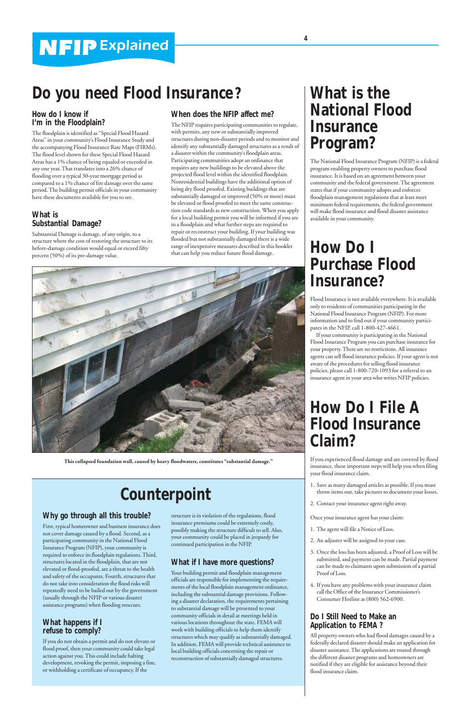# Do you need Flood Insurance?

## How do I know if I'm in the Floodplain?

The floodplain is identified as "Special Flood Hazard Areas" in your community's Flood Insurance Study and the accompanying Flood Insurance Rate Maps (FIRMs). The flood level shown for these Special Flood Hazard Areas has a 1% chance of being equaled or exceeded in any one year. That translates into a 26% chance of flooding over a typical 30-year mortgage period as compared to a 1% chance of fire damage over the same period. The building permit officials in your community have these documents available for you to see.

## What is Substantial Damage?

Substantial Damage is damage, of any origin, to a structure where the cost of restoring the structure to its before-damage condition would equal or exceed fifty percent (50%) of its pre-damage value.

## When does the NFIP affect me?

The NFIP requires participating communities to regulate, with permits, any new or substantially improved structures during non-disaster periods and to monitor and identify any substantially damaged structures as a result of a disaster within the community's floodplain areas. Participating communities adopt an ordinance that requires any new buildings to be elevated above the projected flood level within the identified floodplain. Nonresidential buildings have the additional option of being dry flood proofed. Existing buildings that are substantially damaged or improved (50% or more) must be elevated or flood proofed to meet the same construction code standards as new construction. When you apply for a local building permit you will be informed if you are in a floodplain and what further steps are required to repair or reconstruct your building. If your building was flooded but not substantially damaged there is a wide range of inexpensive measures described in this booklet that can help you reduce future flood damage.

**This collapsed foundation wall, caused by heavy floodwaters, constitutes "substantial damage."**

# Counterpoint

## Why go through all this trouble?

First, typical homeowner and business insurance does not cover damage caused by a flood. Second, as a participating community in the National Flood Insurance Program (NFIP), your community is required to enforce its floodplain regulations. Third, structures located in the floodplain, that are not elevated or flood-proofed, are a threat to the health and safety of the occupants. Fourth, structures that do not take into consideration the flood risks will repeatedly need to be bailed out by the government (usually through the NFIP or various disaster assistance programs) when flooding reoccurs.

## What happens if I refuse to comply?

If you do not obtain a permit and do not elevate or flood proof, then your community could take legal action against you. This could include halting development, revoking the permit, imposing a fine, or withholding a certificate of occupancy. If the structure is in violation of the regulations, flood insurance premiums could be extremely costly, possibly making the structure difficult to sell. Also, your community could be placed in jeopardy for continued participation in the NFIP.

## What if I have more questions?

Your building permit and floodplain management officials are responsible for implementing the requirements of the local floodplain management ordinance, including the substantial damage provisions. Following a disaster declaration, the requirements pertaining to substantial damage will be presented to your community officials in detail at meetings held in various locations throughout the state. FEMA will work with building officials to help them identify structures which may qualify as substantially damaged. In addition, FEMA will provide technical assistance to local building officials concerning the repair or reconstruction of substantially damaged structures.

# What is the National Flood Insurance Program?

The National Flood Insurance Program (NFIP) is a federal program enabling property owners to purchase flood insurance. It is based on an agreement between your community and the federal government. The agreement states that if your community adopts and enforces floodplain management regulations that at least meet minimum federal requirements, the federal government will make flood insurance and flood disaster assistance available in your community.

# How Do I Purchase Flood Insurance?

Flood Insurance is not available everywhere. It is available only to residents of communities participating in the National Flood Insurance Program (NFIP). For more information and to find out if your community participates in the NFIP, call 1-800-427-4661.

If your community is participating in the National Flood Insurance Program you can purchase insurance for your property. There are no restrictions. All insurance agents can sell flood insurance policies. If your agent is not aware of the procedures for selling flood insurance policies, please call 1-800-720-1093 for a referral to an insurance agent in your area who writes NFIP policies.

# How Do I File A Flood Insurance Claim?

If you experienced flood damage and are covered by flood insurance, these important steps will help you when filing your flood insurance claim.

1. Save as many damaged articles as possible. If you must throw items out, take pictures to document your losses.
2. Contact your insurance agent right away.

Once your insurance agent has your claim:

1. The agent will file a Notice of Loss.
2. An adjuster will be assigned to your case.
3. Once the loss has been adjusted, a Proof of Loss will be submitted, and payment can be made. Partial payment can be made to claimants upon submission of a partial Proof of Loss.
4. If you have any problems with your insurance claim call the Office of the Insurance Commissioner's Consumer Hotline at (800) 562-6900.

## Do I Still Need to Make an Application to FEMA ?

All property owners who had flood damages caused by a federally declared disaster should make an application for disaster assistance. The applications are routed through the different disaster programs and homeowners are notified if they are eligible for assistance beyond their flood insurance claim.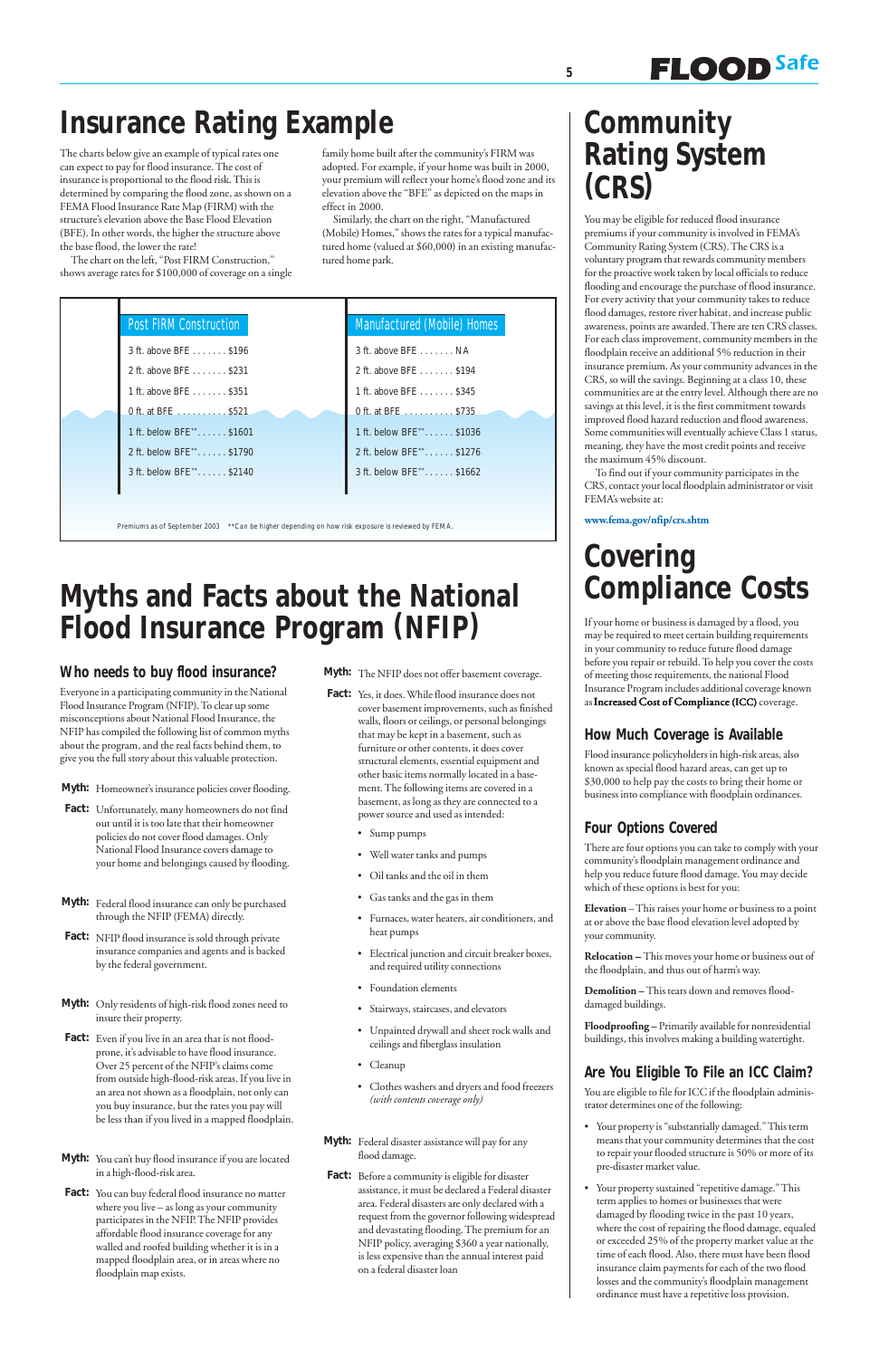# Insurance Rating Example

The charts below give an example of typical rates one can expect to pay for flood insurance. The cost of insurance is proportional to the flood risk. This is determined by comparing the flood zone, as shown on a FEMA Flood Insurance Rate Map (FIRM) with the structure's elevation above the Base Flood Elevation (BFE). In other words, the higher the structure above the base flood, the lower the rate!

The chart on the left, "Post FIRM Construction," shows average rates for $100,000 of coverage on a single family home built after the community's FIRM was adopted. For example, if your home was built in 2000, your premium will reflect your home's flood zone and its elevation above the "BFE" as depicted on the maps in effect in 2000.

Similarly, the chart on the right, "Manufactured (Mobile) Homes," shows the rates for a typical manufactured home (valued at $60,000) in an existing manufactured home park.

| Post FIRM Construction | | Manufactured (Mobile) Homes | |
|---|---|---|---|
| 3 ft. above BFE | $196 | 3 ft. above BFE | NA |
| 2 ft. above BFE | $231 | 2 ft. above BFE | $194 |
| 1 ft. above BFE | $351 | 1 ft. above BFE | $345 |
| 0 ft. at BFE | $521 | 0 ft. at BFE | $735 |
| 1 ft. below BFE** | $1601 | 1 ft. below BFE** | $1036 |
| 2 ft. below BFE** | $1790 | 2 ft. below BFE** | $1276 |
| 3 ft. below BFE** | $2140 | 3 ft. below BFE** | $1662 |

Premiums as of September 2003 **Can be higher depending on how risk exposure is reviewed by FEMA.

# Myths and Facts about the National Flood Insurance Program (NFIP)

## Who needs to buy flood insurance?

Everyone in a participating community in the National Flood Insurance Program (NFIP). To clear up some misconceptions about National Flood Insurance, the NFIP has compiled the following list of common myths about the program, and the real facts behind them, to give you the full story about this valuable protection.

**Myth:** Homeowner's insurance policies cover flooding.

**Fact:** Unfortunately, many homeowners do not find out until it is too late that their homeowner policies do not cover flood damages. Only National Flood Insurance covers damage to your home and belongings caused by flooding.

**Myth:** Federal flood insurance can only be purchased through the NFIP (FEMA) directly.

**Fact:** NFIP flood insurance is sold through private insurance companies and agents and is backed by the federal government.

**Myth:** Only residents of high-risk flood zones need to insure their property.

**Fact:** Even if you live in an area that is not flood-prone, it's advisable to have flood insurance. Over 25 percent of the NFIP's claims come from outside high-flood-risk areas. If you live in an area not shown as a floodplain, not only can you buy insurance, but the rates you pay will be less than if you lived in a mapped floodplain.

**Myth:** You can't buy flood insurance if you are located in a high-flood-risk area.

**Fact:** You can buy federal flood insurance no matter where you live – as long as your community participates in the NFIP. The NFIP provides affordable flood insurance coverage for any walled and roofed building whether it is in a mapped floodplain area, or in areas where no floodplain map exists.

**Myth:** The NFIP does not offer basement coverage.

**Fact:** Yes, it does. While flood insurance does not cover basement improvements, such as finished walls, floors or ceilings, or personal belongings that may be kept in a basement, such as furniture or other contents, it does cover structural elements, essential equipment and other basic items normally located in a basement. The following items are covered in a basement, as long as they are connected to a power source and used as intended:

- Sump pumps
- Well water tanks and pumps
- Oil tanks and the oil in them
- Gas tanks and the gas in them
- Furnaces, water heaters, air conditioners, and heat pumps
- Electrical junction and circuit breaker boxes, and required utility connections
- Foundation elements
- Stairways, staircases, and elevators
- Unpainted drywall and sheet rock walls and ceilings and fiberglass insulation
- Cleanup
- Clothes washers and dryers and food freezers *(with contents coverage only)*

**Myth:** Federal disaster assistance will pay for any flood damage.

**Fact:** Before a community is eligible for disaster assistance, it must be declared a Federal disaster area. Federal disasters are only declared with a request from the governor following widespread and devastating flooding. The premium for an NFIP policy, averaging $360 a year nationally, is less expensive than the annual interest paid on a federal disaster loan

# Community Rating System (CRS)

You may be eligible for reduced flood insurance premiums if your community is involved in FEMA's Community Rating System (CRS). The CRS is a voluntary program that rewards community members for the proactive work taken by local officials to reduce flooding and encourage the purchase of flood insurance. For every activity that your community takes to reduce flood damages, restore river habitat, and increase public awareness, points are awarded. There are ten CRS classes. For each class improvement, community members in the floodplain receive an additional 5% reduction in their insurance premium. As your community advances in the CRS, so will the savings. Beginning at a class 10, these communities are at the entry level. Although there are no savings at this level, it is the first commitment towards improved flood hazard reduction and flood awareness. Some communities will eventually achieve Class 1 status, meaning, they have the most credit points and receive the maximum 45% discount.

To find out if your community participates in the CRS, contact your local floodplain administrator or visit FEMA's website at:

**www.fema.gov/nfip/crs.shtm**

# Covering Compliance Costs

If your home or business is damaged by a flood, you may be required to meet certain building requirements in your community to reduce future flood damage before you repair or rebuild. To help you cover the costs of meeting those requirements, the national Flood Insurance Program includes additional coverage known as **Increased Cost of Compliance (ICC)** coverage.

## How Much Coverage is Available

Flood insurance policyholders in high-risk areas, also known as special flood hazard areas, can get up to $30,000 to help pay the costs to bring their home or business into compliance with floodplain ordinances.

## Four Options Covered

There are four options you can take to comply with your community's floodplain management ordinance and help you reduce future flood damage. You may decide which of these options is best for you:

**Elevation** – This raises your home or business to a point at or above the base flood elevation level adopted by your community.

**Relocation –** This moves your home or business out of the floodplain, and thus out of harm's way.

**Demolition –** This tears down and removes flood-damaged buildings.

**Floodproofing –** Primarily available for nonresidential buildings, this involves making a building watertight.

## Are You Eligible To File an ICC Claim?

You are eligible to file for ICC if the floodplain administrator determines one of the following:

- Your property is "substantially damaged." This term means that your community determines that the cost to repair your flooded structure is 50% or more of its pre-disaster market value.
- Your property sustained "repetitive damage." This term applies to homes or businesses that were damaged by flooding twice in the past 10 years, where the cost of repairing the flood damage, equaled or exceeded 25% of the property market value at the time of each flood. Also, there must have been flood insurance claim payments for each of the two flood losses and the community's floodplain management ordinance must have a repetitive loss provision.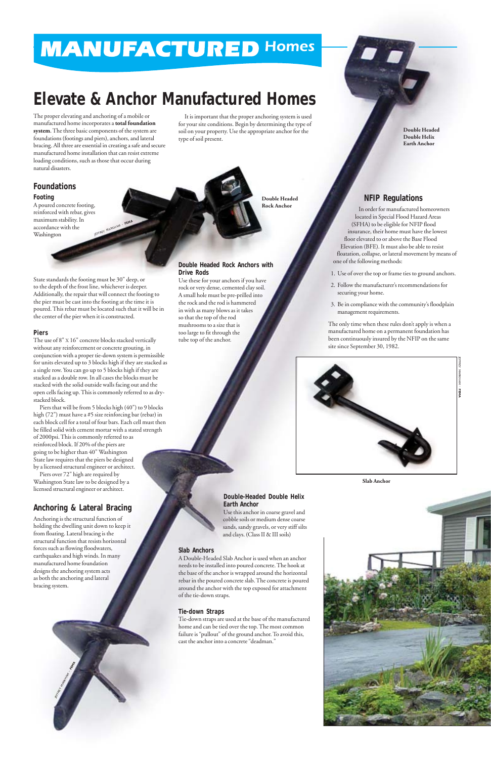# MANUFACTURED Homes

## Elevate & Anchor Manufactured Homes

The proper elevating and anchoring of a mobile or manufactured home incorporates a **total foundation system**. The three basic components of the system are foundations (footings and piers), anchors, and lateral bracing. All three are essential in creating a safe and secure manufactured home installation that can resist extreme loading conditions, such as those that occur during natural disasters.

It is important that the proper anchoring system is used for your site conditions. Begin by determining the type of soil on your property. Use the appropriate anchor for the type of soil present.

### Foundations

**Footing**

A poured concrete footing, reinforced with rebar, gives maximum stability. In accordance with the Washington State standards the footing must be 30" deep, or to the depth of the frost line, whichever is deeper. Additionally, the repair that will connect the footing to the pier must be cast into the footing at the time it is poured. This rebar must be located such that it will be in the center of the pier when it is constructed.

**Piers**

The use of 8" x 16" concrete blocks stacked vertically without any reinforcement or concrete grouting, in conjunction with a proper tie-down system is permissible for units elevated up to 3 blocks high if they are stacked as a single row. You can go up to 5 blocks high if they are stacked as a double row. In all cases the blocks must be stacked with the solid outside walls facing out and the open cells facing up. This is commonly referred to as dry-stacked block.

Piers that will be from 5 blocks high (40") to 9 blocks high (72") must have a #5 size reinforcing bar (rebar) in each block cell for a total of four bars. Each cell must then be filled solid with cement mortar with a stated strength of 2000psi. This is commonly referred to as reinforced block. If 20% of the piers are going to be higher than 40" Washington State law requires that the piers be designed by a licensed structural engineer or architect.

Piers over 72" high are required by Washington State law to be designed by a licensed structural engineer or architect.

### Anchoring & Lateral Bracing

Anchoring is the structural function of holding the dwelling unit down to keep it from floating. Lateral bracing is the structural function that resists horizontal forces such as flowing floodwaters, earthquakes and high winds. In many manufactured home foundation designs the anchoring system acts as both the anchoring and lateral bracing system.

Double Headed Rock Anchor

**Double Headed Rock Anchors with Drive Rods**

Use these for your anchors if you have rock or very dense, cemented clay soil. A small hole must be pre-prilled into the rock and the rod is hammered in with as many blows as it takes so that the top of the rod mushrooms to a size that is too large to fit through the tube top of the anchor.

Double Headed Double Helix Earth Anchor

**Double-Headed Double Helix Earth Anchor**

Use this anchor in coarse gravel and cobble soils or medium dense coarse sands, sandy gravels, or very stiff silts and clays. (Class II & III soils)

**Slab Anchors**

A Double-Headed Slab Anchor is used when an anchor needs to be installed into poured concrete. The hook at the base of the anchor is wrapped around the horizontal rebar in the poured concrete slab. The concrete is poured around the anchor with the top exposed for attachment of the tie-down straps.

**Tie-down Straps**

Tie-down straps are used at the base of the manufactured home and can be tied over the top. The most common failure is "pullout" of the ground anchor. To avoid this, cast the anchor into a concrete "deadman."

### NFIP Regulations

In order for manufactured homeowners located in Special Flood Hazard Areas (SFHA) to be eligible for NFIP flood insurance, their home must have the lowest floor elevated to or above the Base Flood Elevation (BFE). It must also be able to resist floatation, collapse, or lateral movement by means of one of the following methods:

1. Use of over the top or frame ties to ground anchors.
2. Follow the manufacturer's recommendations for securing your home.
3. Be in compliance with the community's floodplain management requirements.

The only time when these rules don't apply is when a manufactured home on a permanent foundation has been continuously insured by the NFIP on the same site since September 30, 1982.

Slab Anchor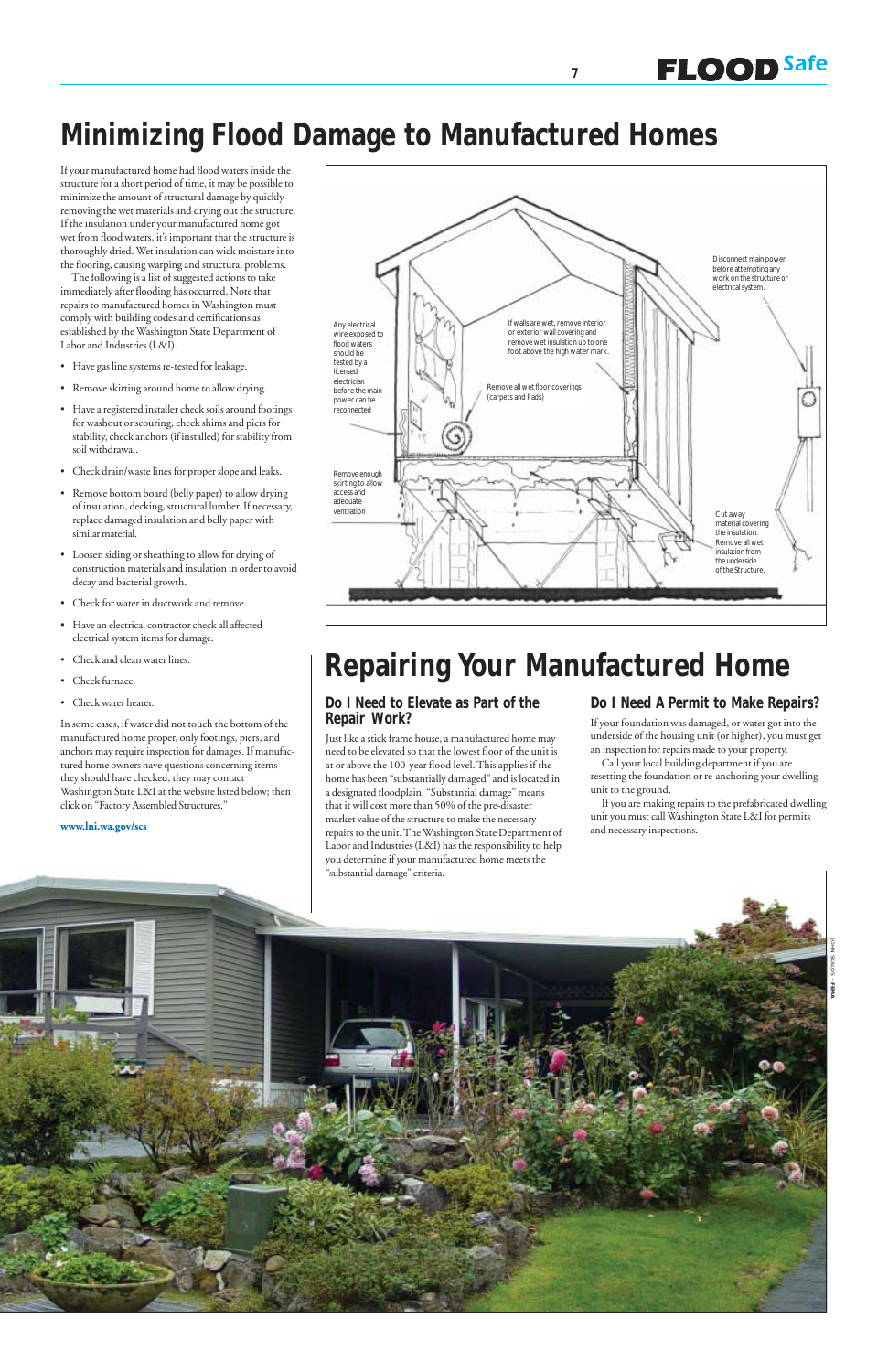# Minimizing Flood Damage to Manufactured Homes

If your manufactured home had flood waters inside the structure for a short period of time, it may be possible to minimize the amount of structural damage by quickly removing the wet materials and drying out the structure. If the insulation under your manufactured home got wet from flood waters, it's important that the structure is thoroughly dried. Wet insulation can wick moisture into the flooring, causing warping and structural problems.

The following is a list of suggested actions to take immediately after flooding has occurred. Note that repairs to manufactured homes in Washington must comply with building codes and certifications as established by the Washington State Department of Labor and Industries (L&I).

- Have gas line systems re-tested for leakage.
- Remove skirting around home to allow drying.
- Have a registered installer check soils around footings for washout or scouring, check shims and piers for stability, check anchors (if installed) for stability from soil withdrawal.
- Check drain/waste lines for proper slope and leaks.
- Remove bottom board (belly paper) to allow drying of insulation, decking, structural lumber. If necessary, replace damaged insulation and belly paper with similar material.
- Loosen siding or sheathing to allow for drying of construction materials and insulation in order to avoid decay and bacterial growth.
- Check for water in ductwork and remove.
- Have an electrical contractor check all affected electrical system items for damage.
- Check and clean water lines.
- Check furnace.
- Check water heater.

In some cases, if water did not touch the bottom of the manufactured home proper, only footings, piers, and anchors may require inspection for damages. If manufactured home owners have questions concerning items they should have checked, they may contact Washington State L&I at the website listed below; then click on "Factory Assembled Structures."

**www.lni.wa.gov/scs**

Any electrical wire exposed to flood waters should be tested by a licensed electrician before the main power can be reconnected

If walls are wet, remove interior or exterior wall covering and remove wet insulation up to one foot above the high water mark.

Disconnect main power before attempting any work on the structure or electrical system.

Remove all wet floor coverings (carpets and Pads)

Remove enough skirting to allow access and adequate ventilation

Cut away material covering the insulation. Remove all wet insulation from the underside of the Structure.

# Repairing Your Manufactured Home

## Do I Need to Elevate as Part of the Repair Work?

Just like a stick frame house, a manufactured home may need to be elevated so that the lowest floor of the unit is at or above the 100-year flood level. This applies if the home has been "substantially damaged" and is located in a designated floodplain. "Substantial damage" means that it will cost more than 50% of the pre-disaster market value of the structure to make the necessary repairs to the unit. The Washington State Department of Labor and Industries (L&I) has the responsibility to help you determine if your manufactured home meets the "substantial damage" criteria.

## Do I Need A Permit to Make Repairs?

If your foundation was damaged, or water got into the underside of the housing unit (or higher), you must get an inspection for repairs made to your property.

Call your local building department if you are resetting the foundation or re-anchoring your dwelling unit to the ground.

If you are making repairs to the prefabricated dwelling unit you must call Washington State L&I for permits and necessary inspections.

JOHN SHEA - FEMA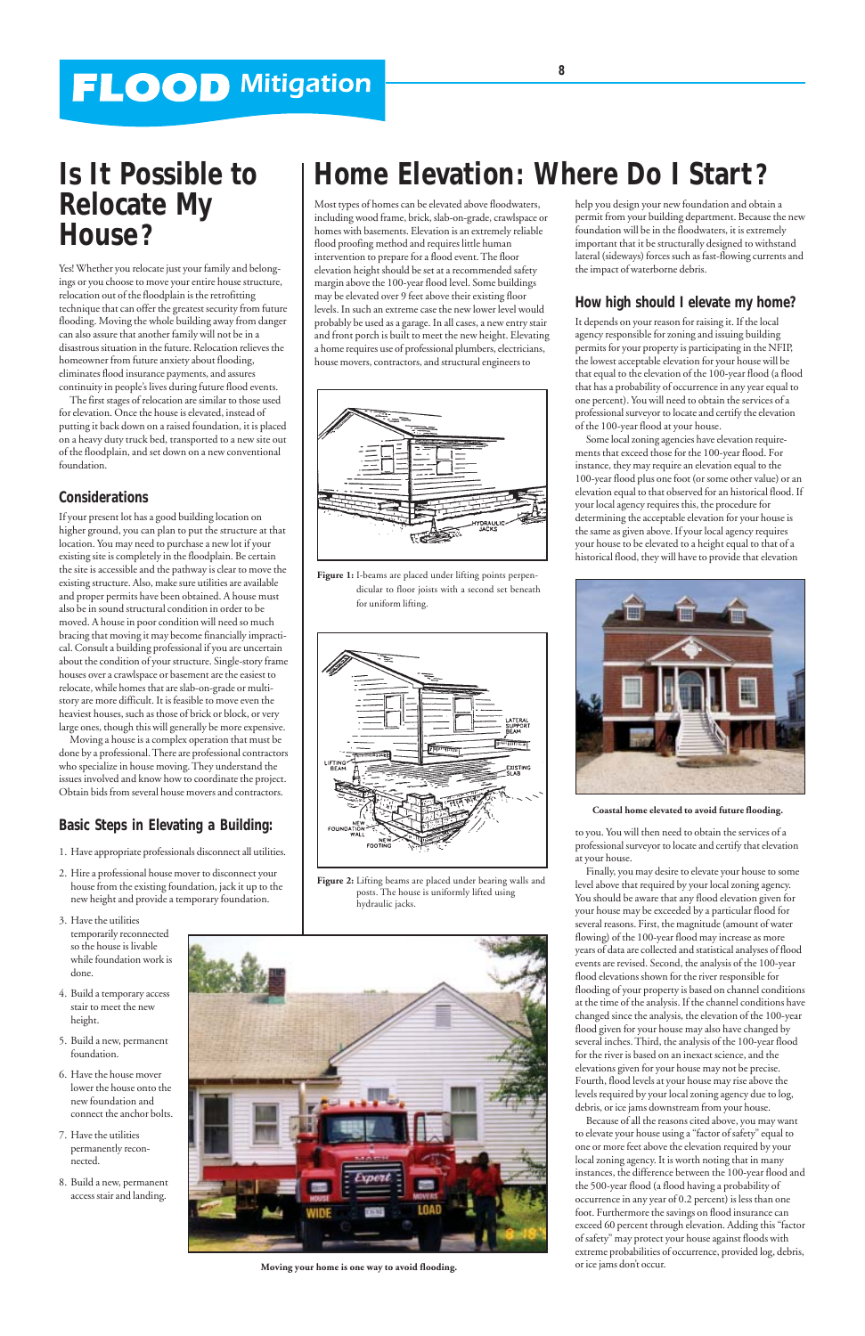# FLOOD Mitigation

## Is It Possible to Relocate My House?

Yes! Whether you relocate just your family and belongings or you choose to move your entire house structure, relocation out of the floodplain is the retrofitting technique that can offer the greatest security from future flooding. Moving the whole building away from danger can also assure that another family will not be in a disastrous situation in the future. Relocation relieves the homeowner from future anxiety about flooding, eliminates flood insurance payments, and assures continuity in people's lives during future flood events.

The first stages of relocation are similar to those used for elevation. Once the house is elevated, instead of putting it back down on a raised foundation, it is placed on a heavy duty truck bed, transported to a new site out of the floodplain, and set down on a new conventional foundation.

### Considerations

If your present lot has a good building location on higher ground, you can plan to put the structure at that location. You may need to purchase a new lot if your existing site is completely in the floodplain. Be certain the site is accessible and the pathway is clear to move the existing structure. Also, make sure utilities are available and proper permits have been obtained. A house must also be in sound structural condition in order to be moved. A house in poor condition will need so much bracing that moving it may become financially impractical. Consult a building professional if you are uncertain about the condition of your structure. Single-story frame houses over a crawlspace or basement are the easiest to relocate, while homes that are slab-on-grade or multi-story are more difficult. It is feasible to move even the heaviest houses, such as those of brick or block, or very large ones, though this will generally be more expensive.

Moving a house is a complex operation that must be done by a professional. There are professional contractors who specialize in house moving. They understand the issues involved and know how to coordinate the project. Obtain bids from several house movers and contractors.

### Basic Steps in Elevating a Building:

1. Have appropriate professionals disconnect all utilities.
2. Hire a professional house mover to disconnect your house from the existing foundation, jack it up to the new height and provide a temporary foundation.
3. Have the utilities temporarily reconnected so the house is livable while foundation work is done.
4. Build a temporary access stair to meet the new height.
5. Build a new, permanent foundation.
6. Have the house mover lower the house onto the new foundation and connect the anchor bolts.
7. Have the utilities permanently reconnected.
8. Build a new, permanent access stair and landing.

**Moving your home is one way to avoid flooding.**

## Home Elevation: Where Do I Start?

Most types of homes can be elevated above floodwaters, including wood frame, brick, slab-on-grade, crawlspace or homes with basements. Elevation is an extremely reliable flood proofing method and requires little human intervention to prepare for a flood event. The floor elevation height should be set at a recommended safety margin above the 100-year flood level. Some buildings may be elevated over 9 feet above their existing floor levels. In such an extreme case the new lower level would probably be used as a garage. In all cases, a new entry stair and front porch is built to meet the new height. Elevating a home requires use of professional plumbers, electricians, house movers, contractors, and structural engineers to help you design your new foundation and obtain a permit from your building department. Because the new foundation will be in the floodwaters, it is extremely important that it be structurally designed to withstand lateral (sideways) forces such as fast-flowing currents and the impact of waterborne debris.

**Figure 1:** I-beams are placed under lifting points perpendicular to floor joists with a second set beneath for uniform lifting.

**Figure 2:** Lifting beams are placed under bearing walls and posts. The house is uniformly lifted using hydraulic jacks.

### How high should I elevate my home?

It depends on your reason for raising it. If the local agency responsible for zoning and issuing building permits for your property is participating in the NFIP, the lowest acceptable elevation for your house will be that equal to the elevation of the 100-year flood (a flood that has a probability of occurrence in any year equal to one percent). You will need to obtain the services of a professional surveyor to locate and certify the elevation of the 100-year flood at your house.

Some local zoning agencies have elevation requirements that exceed those for the 100-year flood. For instance, they may require an elevation equal to the 100-year flood plus one foot (or some other value) or an elevation equal to that observed for an historical flood. If your local agency requires this, the procedure for determining the acceptable elevation for your house is the same as given above. If your local agency requires your house to be elevated to a height equal to that of a historical flood, they will have to provide that elevation to you. You will then need to obtain the services of a professional surveyor to locate and certify that elevation at your house.

**Coastal home elevated to avoid future flooding.**

Finally, you may desire to elevate your house to some level above that required by your local zoning agency. You should be aware that any flood elevation given for your house may be exceeded by a particular flood for several reasons. First, the magnitude (amount of water flowing) of the 100-year flood may increase as more years of data are collected and statistical analyses of flood events are revised. Second, the analysis of the 100-year flood elevations shown for the river responsible for flooding of your property is based on channel conditions at the time of the analysis. If the channel conditions have changed since the analysis, the elevation of the 100-year flood given for your house may also have changed by several inches. Third, the analysis of the 100-year flood for the river is based on an inexact science, and the elevations given for your house may not be precise. Fourth, flood levels at your house may rise above the levels required by your local zoning agency due to log, debris, or ice jams downstream from your house.

Because of all the reasons cited above, you may want to elevate your house using a "factor of safety" equal to one or more feet above the elevation required by your local zoning agency. It is worth noting that in many instances, the difference between the 100-year flood and the 500-year flood (a flood having a probability of occurrence in any year of 0.2 percent) is less than one foot. Furthermore the savings on flood insurance can exceed 60 percent through elevation. Adding this "factor of safety" may protect your house against floods with extreme probabilities of occurrence, provided log, debris, or ice jams don't occur.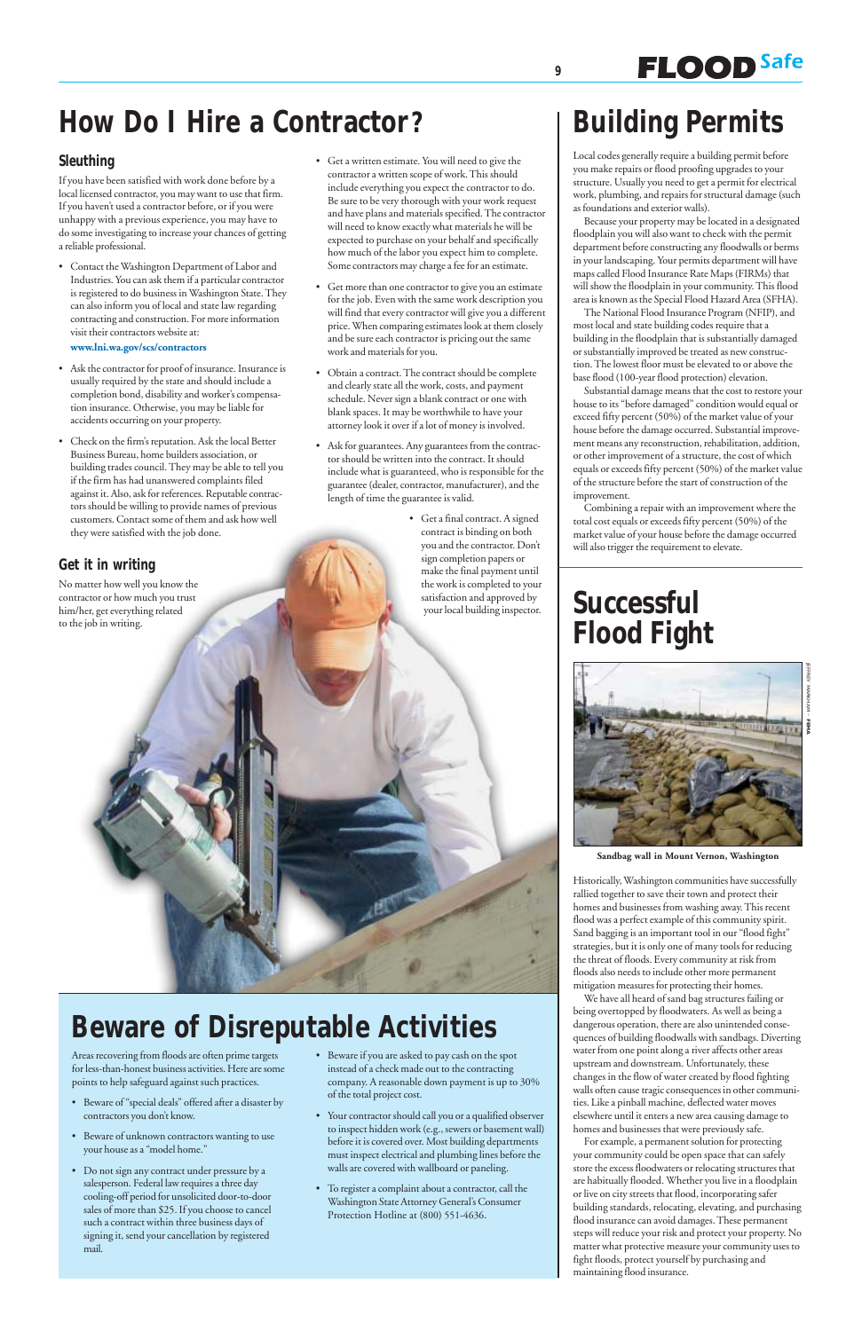# How Do I Hire a Contractor?

## Sleuthing

If you have been satisfied with work done before by a local licensed contractor, you may want to use that firm. If you haven't used a contractor before, or if you were unhappy with a previous experience, you may have to do some investigating to increase your chances of getting a reliable professional.

- Contact the Washington Department of Labor and Industries. You can ask them if a particular contractor is registered to do business in Washington State. They can also inform you of local and state law regarding contracting and construction. For more information visit their contractors website at: **www.lni.wa.gov/scs/contractors**
- Ask the contractor for proof of insurance. Insurance is usually required by the state and should include a completion bond, disability and worker's compensation insurance. Otherwise, you may be liable for accidents occurring on your property.
- Check on the firm's reputation. Ask the local Better Business Bureau, home builders association, or building trades council. They may be able to tell you if the firm has had unanswered complaints filed against it. Also, ask for references. Reputable contractors should be willing to provide names of previous customers. Contact some of them and ask how well they were satisfied with the job done.

## Get it in writing

No matter how well you know the contractor or how much you trust him/her, get everything related to the job in writing.

- Get a written estimate. You will need to give the contractor a written scope of work. This should include everything you expect the contractor to do. Be sure to be very thorough with your work request and have plans and materials specified. The contractor will need to know exactly what materials he will be expected to purchase on your behalf and specifically how much of the labor you expect him to complete. Some contractors may charge a fee for an estimate.
- Get more than one contractor to give you an estimate for the job. Even with the same work description you will find that every contractor will give you a different price. When comparing estimates look at them closely and be sure each contractor is pricing out the same work and materials for you.
- Obtain a contract. The contract should be complete and clearly state all the work, costs, and payment schedule. Never sign a blank contract or one with blank spaces. It may be worthwhile to have your attorney look it over if a lot of money is involved.
- Ask for guarantees. Any guarantees from the contractor should be written into the contract. It should include what is guaranteed, who is responsible for the guarantee (dealer, contractor, manufacturer), and the length of time the guarantee is valid.
- Get a final contract. A signed contract is binding on both you and the contractor. Don't sign completion papers or make the final payment until the work is completed to your satisfaction and approved by your local building inspector.

# Beware of Disreputable Activities

Areas recovering from floods are often prime targets for less-than-honest business activities. Here are some points to help safeguard against such practices.

- Beware of "special deals" offered after a disaster by contractors you don't know.
- Beware of unknown contractors wanting to use your house as a "model home."
- Do not sign any contract under pressure by a salesperson. Federal law requires a three day cooling-off period for unsolicited door-to-door sales of more than $25. If you choose to cancel such a contract within three business days of signing it, send your cancellation by registered mail.
- Beware if you are asked to pay cash on the spot instead of a check made out to the contracting company. A reasonable down payment is up to 30% of the total project cost.
- Your contractor should call you or a qualified observer to inspect hidden work (e.g., sewers or basement wall) before it is covered over. Most building departments must inspect electrical and plumbing lines before the walls are covered with wallboard or paneling.
- To register a complaint about a contractor, call the Washington State Attorney General's Consumer Protection Hotline at (800) 551-4636.

# Building Permits

Local codes generally require a building permit before you make repairs or flood proofing upgrades to your structure. Usually you need to get a permit for electrical work, plumbing, and repairs for structural damage (such as foundations and exterior walls).

Because your property may be located in a designated floodplain you will also want to check with the permit department before constructing any floodwalls or berms in your landscaping. Your permits department will have maps called Flood Insurance Rate Maps (FIRMs) that will show the floodplain in your community. This flood area is known as the Special Flood Hazard Area (SFHA).

The National Flood Insurance Program (NFIP), and most local and state building codes require that a building in the floodplain that is substantially damaged or substantially improved be treated as new construction. The lowest floor must be elevated to or above the base flood (100-year flood protection) elevation.

Substantial damage means that the cost to restore your house to its "before damaged" condition would equal or exceed fifty percent (50%) of the market value of your house before the damage occurred. Substantial improvement means any reconstruction, rehabilitation, addition, or other improvement of a structure, the cost of which equals or exceeds fifty percent (50%) of the market value of the structure before the start of construction of the improvement.

Combining a repair with an improvement where the total cost equals or exceeds fifty percent (50%) of the market value of your house before the damage occurred will also trigger the requirement to elevate.

# Successful Flood Fight

Sandbag wall in Mount Vernon, Washington

Historically, Washington communities have successfully rallied together to save their town and protect their homes and businesses from washing away. This recent flood was a perfect example of this community spirit. Sand bagging is an important tool in our "flood fight" strategies, but it is only one of many tools for reducing the threat of floods. Every community at risk from floods also needs to include other more permanent mitigation measures for protecting their homes.

We have all heard of sand bag structures failing or being overtopped by floodwaters. As well as being a dangerous operation, there are also unintended consequences of building floodwalls with sandbags. Diverting water from one point along a river affects other areas upstream and downstream. Unfortunately, these changes in the flow of water created by flood fighting walls often cause tragic consequences in other communities. Like a pinball machine, deflected water moves elsewhere until it enters a new area causing damage to homes and businesses that were previously safe.

For example, a permanent solution for protecting your community could be open space that can safely store the excess floodwaters or relocating structures that are habitually flooded. Whether you live in a floodplain or live on city streets that flood, incorporating safer building standards, relocating, elevating, and purchasing flood insurance can avoid damages. These permanent steps will reduce your risk and protect your property. No matter what protective measure your community uses to fight floods, protect yourself by purchasing and maintaining flood insurance.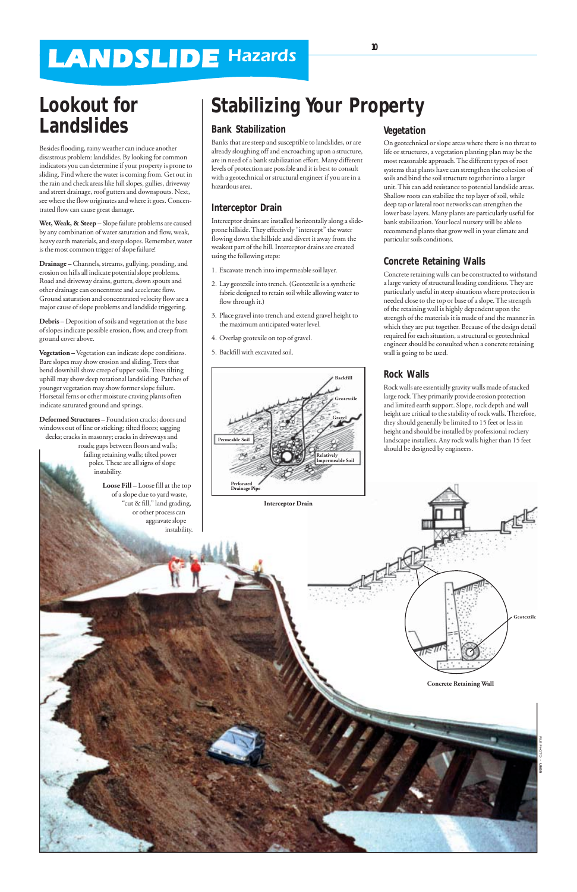# LANDSLIDE Hazards

## Lookout for Landslides

Besides flooding, rainy weather can induce another disastrous problem: landslides. By looking for common indicators you can determine if your property is prone to sliding. Find where the water is coming from. Get out in the rain and check areas like hill slopes, gullies, driveway and street drainage, roof gutters and downspouts. Next, see where the flow originates and where it goes. Concentrated flow can cause great damage.

**Wet, Weak, & Steep –** Slope failure problems are caused by any combination of water saturation and flow, weak, heavy earth materials, and steep slopes. Remember, water is the most common trigger of slope failure!

**Drainage –** Channels, streams, gullying, ponding, and erosion on hills all indicate potential slope problems. Road and driveway drains, gutters, down spouts and other drainage can concentrate and accelerate flow. Ground saturation and concentrated velocity flow are a major cause of slope problems and landslide triggering.

**Debris –** Deposition of soils and vegetation at the base of slopes indicate possible erosion, flow, and creep from ground cover above.

**Vegetation –** Vegetation can indicate slope conditions. Bare slopes may show erosion and sliding. Trees that bend downhill show creep of upper soils. Trees tilting uphill may show deep rotational landsliding. Patches of younger vegetation may show former slope failure. Horsetail ferns or other moisture craving plants often indicate saturated ground and springs.

**Deformed Structures –** Foundation cracks; doors and windows out of line or sticking; tilted floors; sagging decks; cracks in masonry; cracks in driveways and roads; gaps between floors and walls; failing retaining walls; tilted power poles. These are all signs of slope instability.

**Loose Fill –** Loose fill at the top of a slope due to yard waste, "cut & fill," land grading, or other process can aggravate slope instability.

## Stabilizing Your Property

### Bank Stabilization

Banks that are steep and susceptible to landslides, or are already sloughing off and encroaching upon a structure, are in need of a bank stabilization effort. Many different levels of protection are possible and it is best to consult with a geotechnical or structural engineer if you are in a hazardous area.

### Interceptor Drain

Interceptor drains are installed horizontally along a slide-prone hillside. They effectively "intercept" the water flowing down the hillside and divert it away from the weakest part of the hill. Interceptor drains are created using the following steps:

1. Excavate trench into impermeable soil layer.
2. Lay geotextile into trench. (Geotextile is a synthetic fabric designed to retain soil while allowing water to flow through it.)
3. Place gravel into trench and extend gravel height to the maximum anticipated water level.
4. Overlap geotexile on top of gravel.
5. Backfill with excavated soil.

Backfill · Geotextile · Gravel · Permeable Soil · Relatively Impermeable Soil · Perforated Drainage Pipe

Interceptor Drain

### Vegetation

On geotechnical or slope areas where there is no threat to life or structures, a vegetation planting plan may be the most reasonable approach. The different types of root systems that plants have can strengthen the cohesion of soils and bind the soil structure together into a larger unit. This can add resistance to potential landslide areas. Shallow roots can stabilize the top layer of soil, while deep tap or lateral root networks can strengthen the lower base layers. Many plants are particularly useful for bank stabilization. Your local nursery will be able to recommend plants that grow well in your climate and particular soils conditions.

### Concrete Retaining Walls

Concrete retaining walls can be constructed to withstand a large variety of structural loading conditions. They are particularly useful in steep situations where protection is needed close to the top or base of a slope. The strength of the retaining wall is highly dependent upon the strength of the materials it is made of and the manner in which they are put together. Because of the design detail required for each situation, a structural or geotechnical engineer should be consulted when a concrete retaining wall is going to be used.

### Rock Walls

Rock walls are essentially gravity walls made of stacked large rock. They primarily provide erosion protection and limited earth support. Slope, rock depth and wall height are critical to the stability of rock walls. Therefore, they should generally be limited to 15 feet or less in height and should be installed by professional rockery landscape installers. Any rock walls higher than 15 feet should be designed by engineers.

Geotextile

Concrete Retaining Wall

FILE PHOTO – USGS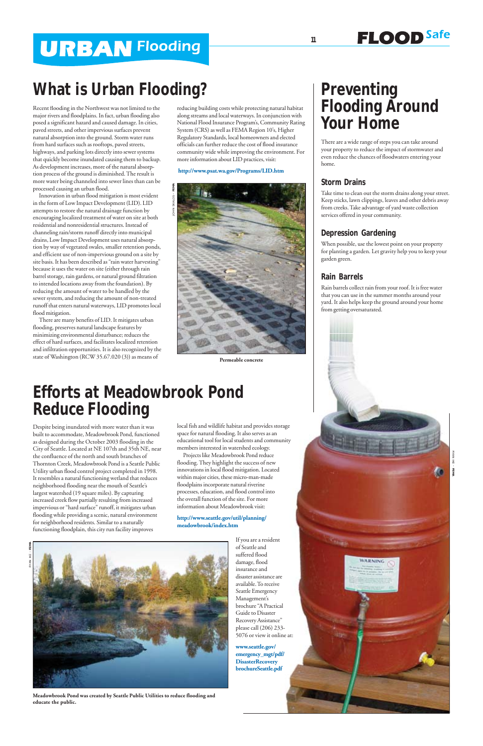# URBAN Flooding

## What is Urban Flooding?

Recent flooding in the Northwest was not limited to the major rivers and floodplains. In fact, urban flooding also posed a significant hazard and caused damage. In cities, paved streets, and other impervious surfaces prevent natural absorption into the ground. Storm water runs from hard surfaces such as rooftops, paved streets, highways, and parking lots directly into sewer systems that quickly become inundated causing them to backup. As development increases, more of the natural absorption process of the ground is diminished. The result is more water being channeled into sewer lines than can be processed causing an urban flood.

Innovation in urban flood mitigation is most evident in the form of Low Impact Development (LID). LID attempts to restore the natural drainage function by encouraging localized treatment of water on site at both residential and nonresidential structures. Instead of channeling rain/storm runoff directly into municipal drains, Low Impact Development uses natural absorption by way of vegetated swales, smaller retention ponds, and efficient use of non-impervious ground on a site by site basis. It has been described as "rain water harvesting" because it uses the water on site (either through rain barrel storage, rain gardens, or natural ground filtration to intended locations away from the foundation). By reducing the amount of water to be handled by the sewer system, and reducing the amount of non-treated runoff that enters natural waterways, LID promotes local flood mitigation.

There are many benefits of LID. It mitigates urban flooding, preserves natural landscape features by minimizing environmental disturbance; reduces the effect of hard surfaces, and facilitates localized retention and infiltration opportunities. It is also recognized by the state of Washington (RCW 35.67.020 (3)) as means of reducing building costs while protecting natural habitat along streams and local waterways. In conjunction with National Flood Insurance Program's, Community Rating System (CRS) as well as FEMA Region 10's, Higher Regulatory Standards, local homeowners and elected officials can further reduce the cost of flood insurance community wide while improving the environment. For more information about LID practices, visit:

**http://www.psat.wa.gov/Programs/LID.htm**

**Permeable concrete**

## Efforts at Meadowbrook Pond Reduce Flooding

Despite being inundated with more water than it was built to accommodate, Meadowbrook Pond, functioned as designed during the October 2003 flooding in the City of Seattle. Located at NE 107th and 35th NE, near the confluence of the north and south branches of Thornton Creek, Meadowbrook Pond is a Seattle Public Utility urban flood control project completed in 1998. It resembles a natural functioning wetland that reduces neighborhood flooding near the mouth of Seattle's largest watershed (19 square miles). By capturing increased creek flow partially resulting from increased impervious or "hard surface" runoff, it mitigates urban flooding while providing a scenic, natural environment for neighborhood residents. Similar to a naturally functioning floodplain, this city run facility improves local fish and wildlife habitat and provides storage space for natural flooding. It also serves as an educational tool for local students and community members interested in watershed ecology.

Projects like Meadowbrook Pond reduce flooding. They highlight the success of new innovations in local flood mitigation. Located within major cities, these micro-man-made floodplains incorporate natural riverine processes, education, and flood control into the overall function of the site. For more information about Meadowbrook visit:

**http://www.seattle.gov/util/planning/meadowbrook/index.htm**

If you are a resident of Seattle and suffered flood damage, flood insurance and disaster assistance are available. To receive Seattle Emergency Management's brochure "A Practical Guide to Disaster Recovery Assistance" please call (206) 233-5076 or view it online at:

**www.seattle.gov/emergency_mgt/pdf/DisasterRecoverybrochureSeattle.pdf**

**Meadowbrook Pond was created by Seattle Public Utilities to reduce flooding and educate the public.**

## Preventing Flooding Around Your Home

There are a wide range of steps you can take around your property to reduce the impact of stormwater and even reduce the chances of floodwaters entering your home.

### Storm Drains

Take time to clean out the storm drains along your street. Keep sticks, lawn clippings, leaves and other debris away from creeks. Take advantage of yard waste collection services offered in your community.

### Depression Gardening

When possible, use the lowest point on your property for planting a garden. Let gravity help you to keep your garden green.

### Rain Barrels

Rain barrels collect rain from your roof. It is free water that you can use in the summer months around your yard. It also helps keep the ground around your home from getting oversaturated.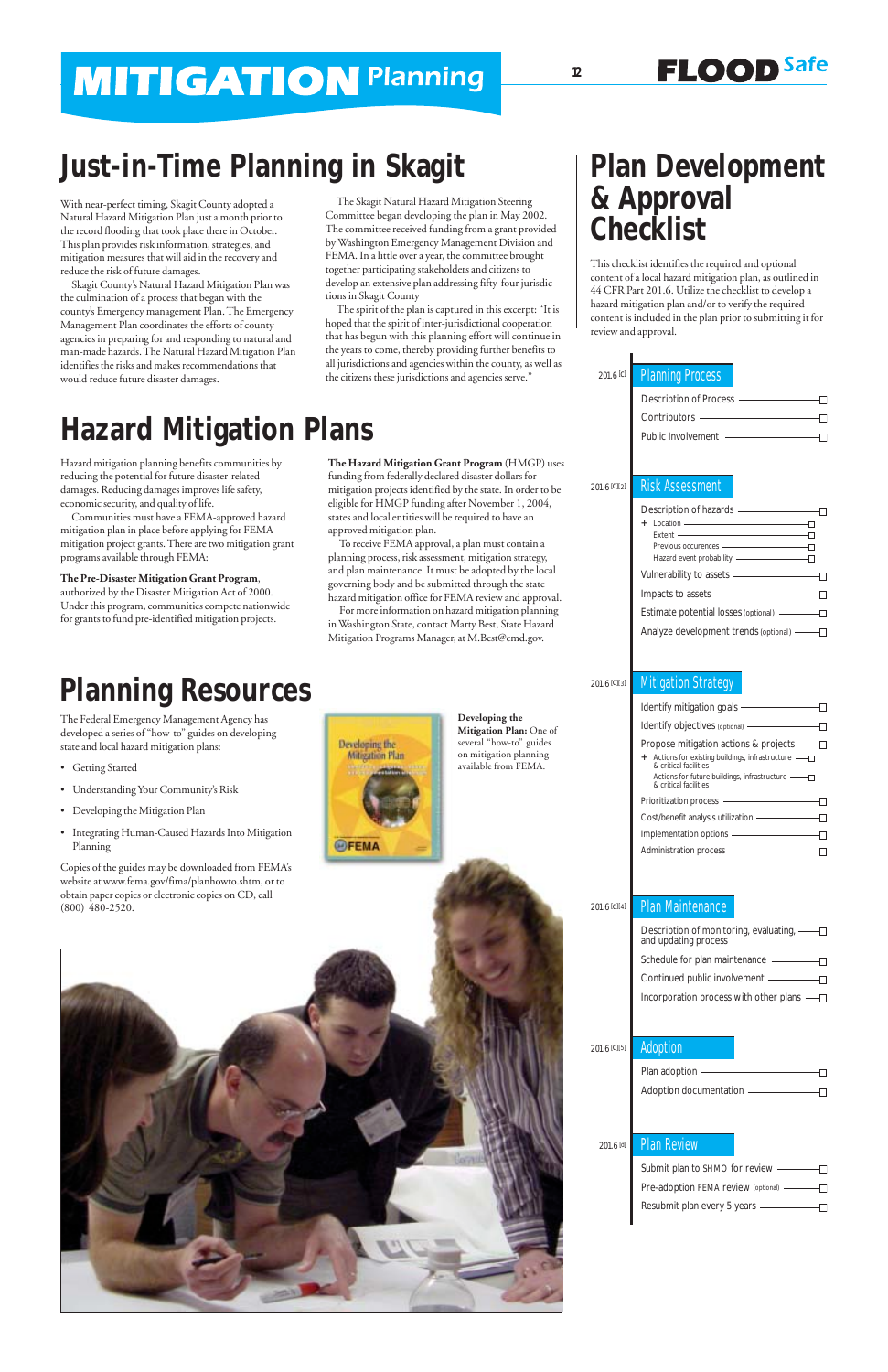# MITIGATION Planning

## Just-in-Time Planning in Skagit

With near-perfect timing, Skagit County adopted a Natural Hazard Mitigation Plan just a month prior to the record flooding that took place there in October. This plan provides risk information, strategies, and mitigation measures that will aid in the recovery and reduce the risk of future damages.

Skagit County's Natural Hazard Mitigation Plan was the culmination of a process that began with the county's Emergency management Plan. The Emergency Management Plan coordinates the efforts of county agencies in preparing for and responding to natural and man-made hazards. The Natural Hazard Mitigation Plan identifies the risks and makes recommendations that would reduce future disaster damages.

The Skagit Natural Hazard Mitigation Steering Committee began developing the plan in May 2002. The committee received funding from a grant provided by Washington Emergency Management Division and FEMA. In a little over a year, the committee brought together participating stakeholders and citizens to develop an extensive plan addressing fifty-four jurisdictions in Skagit County.

The spirit of the plan is captured in this excerpt: "It is hoped that the spirit of inter-jurisdictional cooperation that has begun with this planning effort will continue in the years to come, thereby providing further benefits to all jurisdictions and agencies within the county, as well as the citizens these jurisdictions and agencies serve."

## Hazard Mitigation Plans

Hazard mitigation planning benefits communities by reducing the potential for future disaster-related damages. Reducing damages improves life safety, economic security, and quality of life.

Communities must have a FEMA-approved hazard mitigation plan in place before applying for FEMA mitigation project grants. There are two mitigation grant programs available through FEMA:

**The Pre-Disaster Mitigation Grant Program**, authorized by the Disaster Mitigation Act of 2000. Under this program, communities compete nationwide for grants to fund pre-identified mitigation projects.

**The Hazard Mitigation Grant Program** (HMGP) uses funding from federally declared disaster dollars for mitigation projects identified by the state. In order to be eligible for HMGP funding after November 1, 2004, states and local entities will be required to have an approved mitigation plan.

To receive FEMA approval, a plan must contain a planning process, risk assessment, mitigation strategy, and plan maintenance. It must be adopted by the local governing body and be submitted through the state hazard mitigation office for FEMA review and approval.

For more information on hazard mitigation planning in Washington State, contact Marty Best, State Hazard Mitigation Programs Manager, at M.Best@emd.gov.

## Planning Resources

The Federal Emergency Management Agency has developed a series of "how-to" guides on developing state and local hazard mitigation plans:

- Getting Started
- Understanding Your Community's Risk
- Developing the Mitigation Plan
- Integrating Human-Caused Hazards Into Mitigation Planning

Copies of the guides may be downloaded from FEMA's website at www.fema.gov/fima/planhowto.shtm, or to obtain paper copies or electronic copies on CD, call (800) 480-2520.

**Developing the Mitigation Plan:** One of several "how-to" guides on mitigation planning available from FEMA.

## Plan Development & Approval Checklist

This checklist identifies the required and optional content of a local hazard mitigation plan, as outlined in 44 CFR Part 201.6. Utilize the checklist to develop a hazard mitigation plan and/or to verify the required content is included in the plan prior to submitting it for review and approval.

### 201.6 [c] Planning Process

- Description of Process ☐
- Contributors ☐
- Public Involvement ☐

### 201.6 [c][2] Risk Assessment

- Description of hazards ☐
  - Location ☐
  - Extent ☐
  - Previous occurences ☐
  - Hazard event probability ☐
- Vulnerability to assets ☐
- Impacts to assets ☐
- Estimate potential losses (optional) ☐
- Analyze development trends (optional) ☐

### 201.6 [c][3] Mitigation Strategy

- Identify mitigation goals ☐
- Identify objectives (optional) ☐
- Propose mitigation actions & projects ☐
  - Actions for existing buildings, infrastructure & critical facilities ☐
  - Actions for future buildings, infrastructure & critical facilities ☐
- Prioritization process ☐
- Cost/benefit analysis utilization ☐
- Implementation options ☐
- Administration process ☐

### 201.6 [c][4] Plan Maintenance

- Description of monitoring, evaluating, and updating process ☐
- Schedule for plan maintenance ☐
- Continued public involvement ☐
- Incorporation process with other plans ☐

### 201.6 [c][5] Adoption

- Plan adoption ☐
- Adoption documentation ☐

### 201.6 [d] Plan Review

- Submit plan to SHMO for review ☐
- Pre-adoption FEMA review (optional) ☐
- Resubmit plan every 5 years ☐